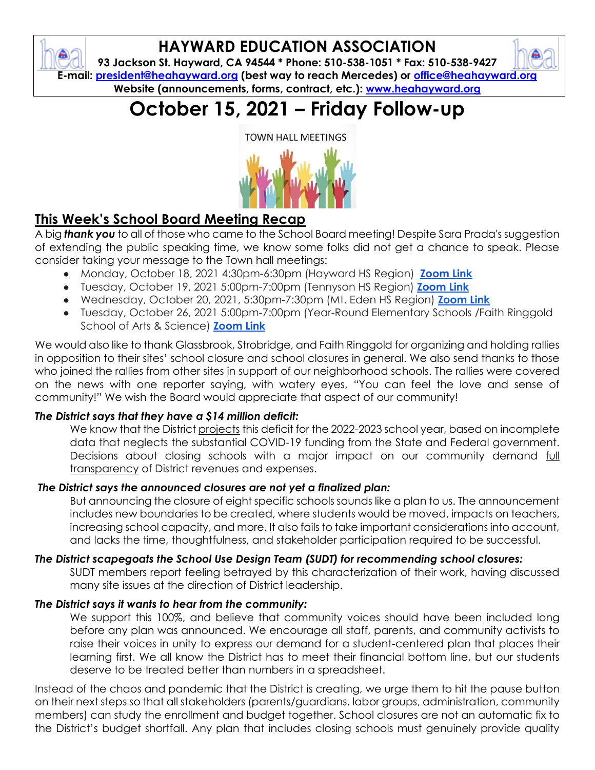# HAYWARD EDUCATION ASSOCIATION

**93 Jackson St. Hayward, CA 94544 * Phone: 510-538-1051 * Fax: 510-538-9427**
**E-mail: president@heahayward.org (best way to reach Mercedes) or office@heahayward.org**
**Website (announcements, forms, contract, etc.): www.heahayward.org**

# October 15, 2021 – Friday Follow-up

TOWN HALL MEETINGS

## This Week's School Board Meeting Recap

A big ***thank you*** to all of those who came to the School Board meeting! Despite Sara Prada's suggestion of extending the public speaking time, we know some folks did not get a chance to speak. Please consider taking your message to the Town hall meetings:

- Monday, October 18, 2021 4:30pm-6:30pm (Hayward HS Region) **Zoom Link**
- Tuesday, October 19, 2021 5:00pm-7:00pm (Tennyson HS Region) **Zoom Link**
- Wednesday, October 20, 2021, 5:30pm-7:30pm (Mt. Eden HS Region) **Zoom Link**
- Tuesday, October 26, 2021 5:00pm-7:00pm (Year-Round Elementary Schools /Faith Ringgold School of Arts & Science) **Zoom Link**

We would also like to thank Glassbrook, Strobridge, and Faith Ringgold for organizing and holding rallies in opposition to their sites' school closure and school closures in general. We also send thanks to those who joined the rallies from other sites in support of our neighborhood schools. The rallies were covered on the news with one reporter saying, with watery eyes, "You can feel the love and sense of community!" We wish the Board would appreciate that aspect of our community!

***The District says that they have a $14 million deficit:***

We know that the District projects this deficit for the 2022-2023 school year, based on incomplete data that neglects the substantial COVID-19 funding from the State and Federal government. Decisions about closing schools with a major impact on our community demand full transparency of District revenues and expenses.

***The District says the announced closures are not yet a finalized plan:***

But announcing the closure of eight specific schools sounds like a plan to us. The announcement includes new boundaries to be created, where students would be moved, impacts on teachers, increasing school capacity, and more. It also fails to take important considerations into account, and lacks the time, thoughtfulness, and stakeholder participation required to be successful.

***The District scapegoats the School Use Design Team (SUDT) for recommending school closures:***

SUDT members report feeling betrayed by this characterization of their work, having discussed many site issues at the direction of District leadership.

***The District says it wants to hear from the community:***

We support this 100%, and believe that community voices should have been included long before any plan was announced. We encourage all staff, parents, and community activists to raise their voices in unity to express our demand for a student-centered plan that places their learning first. We all know the District has to meet their financial bottom line, but our students deserve to be treated better than numbers in a spreadsheet.

Instead of the chaos and pandemic that the District is creating, we urge them to hit the pause button on their next steps so that all stakeholders (parents/guardians, labor groups, administration, community members) can study the enrollment and budget together. School closures are not an automatic fix to the District's budget shortfall. Any plan that includes closing schools must genuinely provide quality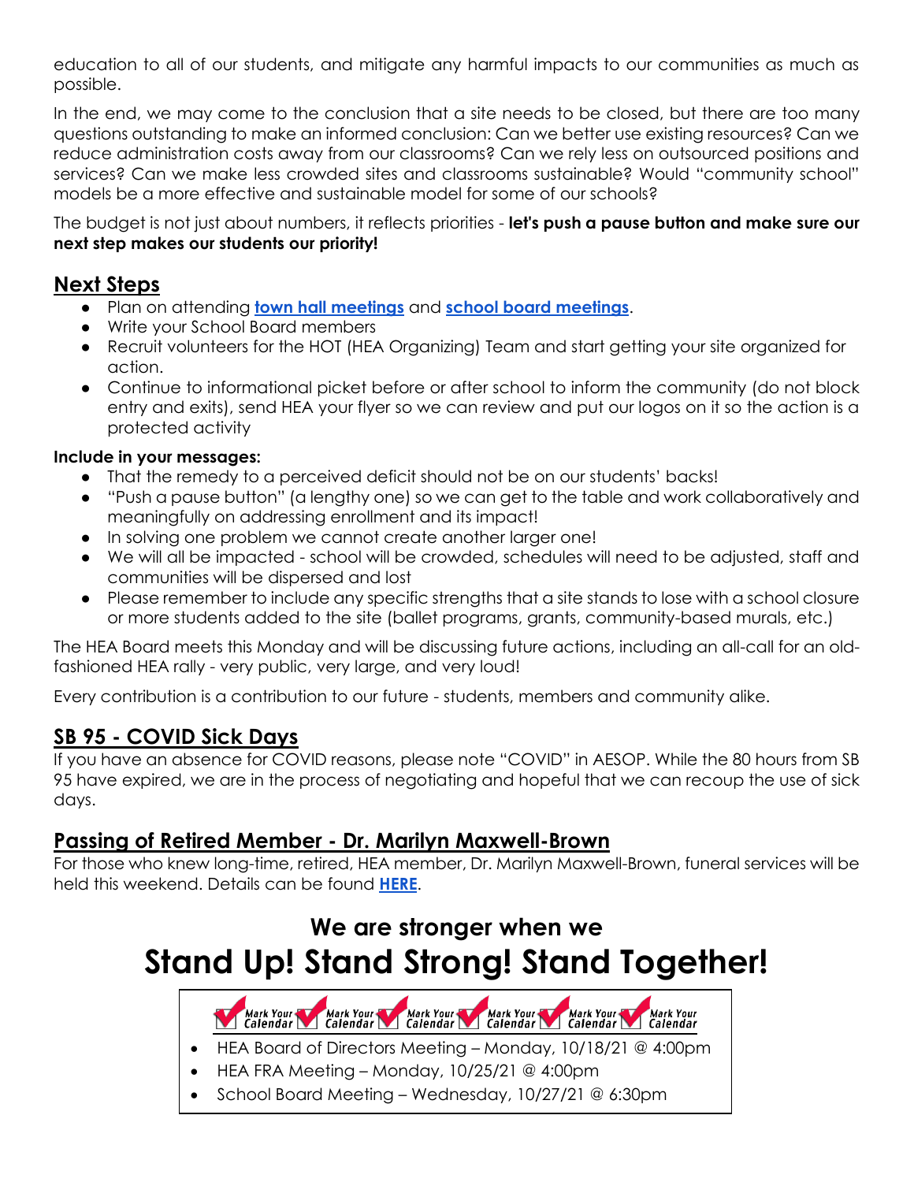education to all of our students, and mitigate any harmful impacts to our communities as much as possible.

In the end, we may come to the conclusion that a site needs to be closed, but there are too many questions outstanding to make an informed conclusion: Can we better use existing resources? Can we reduce administration costs away from our classrooms? Can we rely less on outsourced positions and services? Can we make less crowded sites and classrooms sustainable? Would "community school" models be a more effective and sustainable model for some of our schools?

The budget is not just about numbers, it reflects priorities - **let's push a pause button and make sure our next step makes our students our priority!**

## Next Steps

- Plan on attending **town hall meetings** and **school board meetings**.
- Write your School Board members
- Recruit volunteers for the HOT (HEA Organizing) Team and start getting your site organized for action.
- Continue to informational picket before or after school to inform the community (do not block entry and exits), send HEA your flyer so we can review and put our logos on it so the action is a protected activity

**Include in your messages:**

- That the remedy to a perceived deficit should not be on our students' backs!
- "Push a pause button" (a lengthy one) so we can get to the table and work collaboratively and meaningfully on addressing enrollment and its impact!
- In solving one problem we cannot create another larger one!
- We will all be impacted - school will be crowded, schedules will need to be adjusted, staff and communities will be dispersed and lost
- Please remember to include any specific strengths that a site stands to lose with a school closure or more students added to the site (ballet programs, grants, community-based murals, etc.)

The HEA Board meets this Monday and will be discussing future actions, including an all-call for an old-fashioned HEA rally - very public, very large, and very loud!

Every contribution is a contribution to our future - students, members and community alike.

## SB 95 - COVID Sick Days

If you have an absence for COVID reasons, please note "COVID" in AESOP. While the 80 hours from SB 95 have expired, we are in the process of negotiating and hopeful that we can recoup the use of sick days.

## Passing of Retired Member - Dr. Marilyn Maxwell-Brown

For those who knew long-time, retired, HEA member, Dr. Marilyn Maxwell-Brown, funeral services will be held this weekend. Details can be found **HERE**.

## We are stronger when we

# Stand Up! Stand Strong! Stand Together!

Mark Your Calendar Mark Your Calendar Mark Your Calendar Mark Your Calendar Mark Your Calendar Mark Your Calendar

- HEA Board of Directors Meeting – Monday, 10/18/21 @ 4:00pm
- HEA FRA Meeting – Monday, 10/25/21 @ 4:00pm
- School Board Meeting – Wednesday, 10/27/21 @ 6:30pm